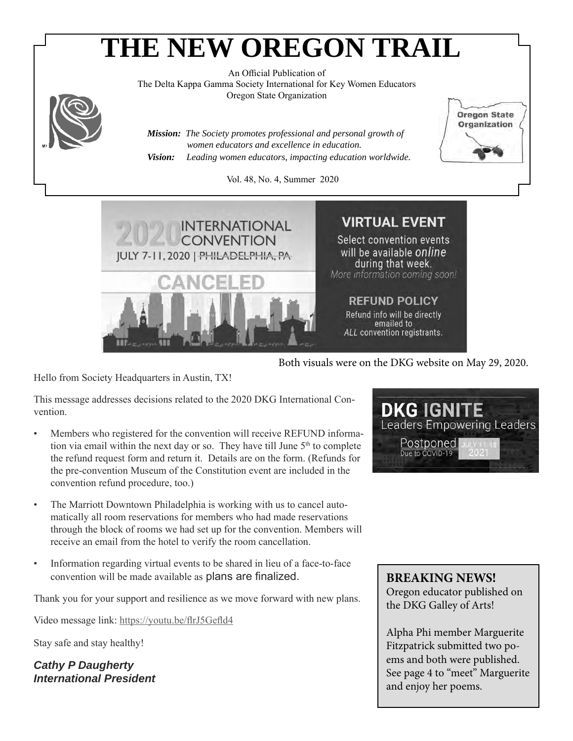# THE NEW OREGON TRAIL

An Official Publication of
The Delta Kappa Gamma Society International for Key Women Educators
Oregon State Organization

***Mission:*** *The Society promotes professional and personal growth of women educators and excellence in education.*
***Vision:*** *Leading women educators, impacting education worldwide.*

Vol. 48, No. 4, Summer 2020

2020 INTERNATIONAL CONVENTION
JULY 7-11, 2020 | ~~PHILADELPHIA, PA~~
CANCELED

VIRTUAL EVENT
Select convention events will be available *online* during that week.
*More information coming soon!*

REFUND POLICY
Refund info will be directly emailed to *ALL* convention registrants.

DKG IGNITE
Leaders Empowering Leaders
Postponed Due to COVID-19 JULY 11-18 2021

Both visuals were on the DKG website on May 29, 2020.

Hello from Society Headquarters in Austin, TX!

This message addresses decisions related to the 2020 DKG International Convention.

- Members who registered for the convention will receive REFUND information via email within the next day or so. They have till June 5th to complete the refund request form and return it. Details are on the form. (Refunds for the pre-convention Museum of the Constitution event are included in the convention refund procedure, too.)
- The Marriott Downtown Philadelphia is working with us to cancel automatically all room reservations for members who had made reservations through the block of rooms we had set up for the convention. Members will receive an email from the hotel to verify the room cancellation.
- Information regarding virtual events to be shared in lieu of a face-to-face convention will be made available as plans are finalized.

Thank you for your support and resilience as we move forward with new plans.

Video message link: https://youtu.be/flrJ5Gefld4

Stay safe and stay healthy!

***Cathy P Daugherty***
***International President***

**BREAKING NEWS!**
Oregon educator published on the DKG Galley of Arts!

Alpha Phi member Marguerite Fitzpatrick submitted two poems and both were published. See page 4 to "meet" Marguerite and enjoy her poems.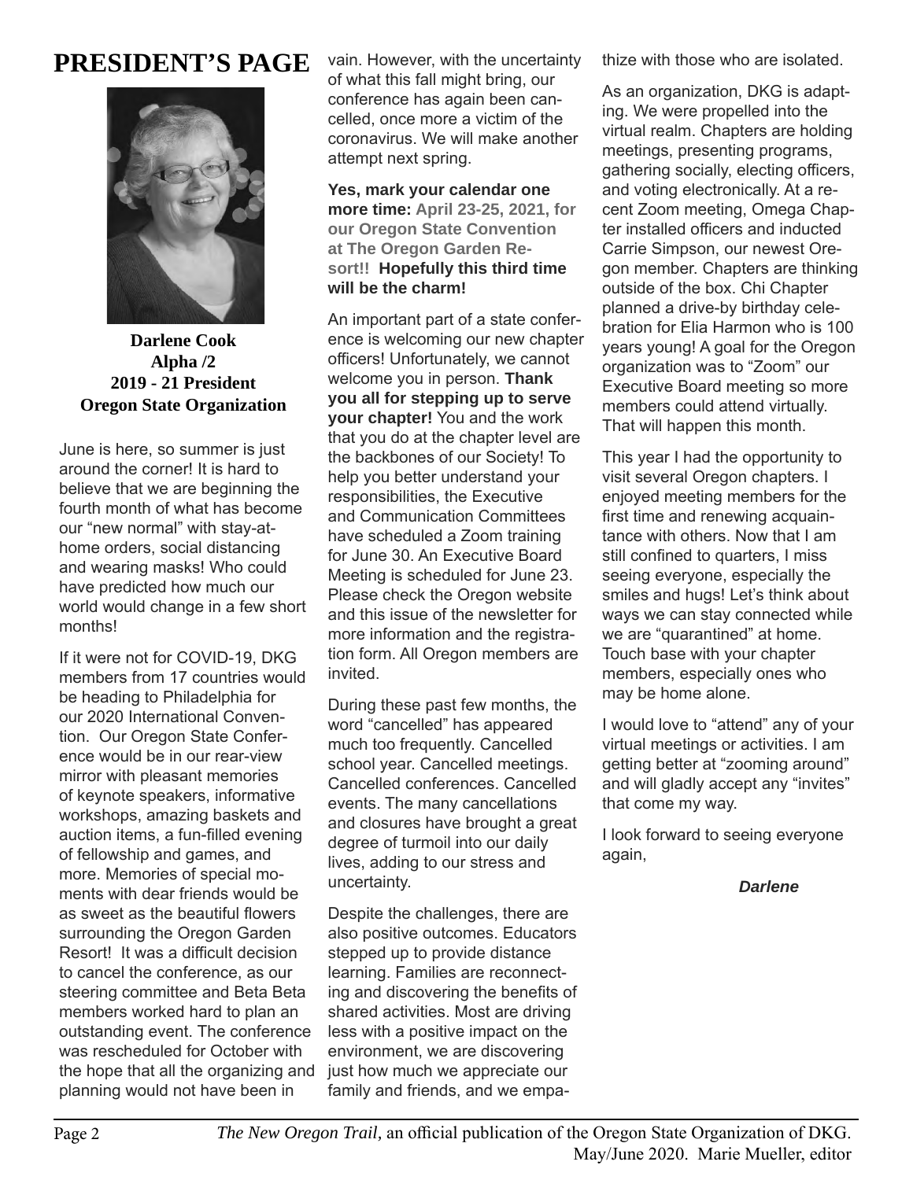# PRESIDENT'S PAGE

**Darlene Cook**
**Alpha /2**
**2019 - 21 President**
**Oregon State Organization**

June is here, so summer is just around the corner! It is hard to believe that we are beginning the fourth month of what has become our "new normal" with stay-at-home orders, social distancing and wearing masks! Who could have predicted how much our world would change in a few short months!

If it were not for COVID-19, DKG members from 17 countries would be heading to Philadelphia for our 2020 International Convention. Our Oregon State Conference would be in our rear-view mirror with pleasant memories of keynote speakers, informative workshops, amazing baskets and auction items, a fun-filled evening of fellowship and games, and more. Memories of special moments with dear friends would be as sweet as the beautiful flowers surrounding the Oregon Garden Resort! It was a difficult decision to cancel the conference, as our steering committee and Beta Beta members worked hard to plan an outstanding event. The conference was rescheduled for October with the hope that all the organizing and planning would not have been in vain. However, with the uncertainty of what this fall might bring, our conference has again been cancelled, once more a victim of the coronavirus. We will make another attempt next spring.

**Yes, mark your calendar one more time: April 23-25, 2021, for our Oregon State Convention at The Oregon Garden Resort!! Hopefully this third time will be the charm!**

An important part of a state conference is welcoming our new chapter officers! Unfortunately, we cannot welcome you in person. **Thank you all for stepping up to serve your chapter!** You and the work that you do at the chapter level are the backbones of our Society! To help you better understand your responsibilities, the Executive and Communication Committees have scheduled a Zoom training for June 30. An Executive Board Meeting is scheduled for June 23. Please check the Oregon website and this issue of the newsletter for more information and the registration form. All Oregon members are invited.

During these past few months, the word "cancelled" has appeared much too frequently. Cancelled school year. Cancelled meetings. Cancelled conferences. Cancelled events. The many cancellations and closures have brought a great degree of turmoil into our daily lives, adding to our stress and uncertainty.

Despite the challenges, there are also positive outcomes. Educators stepped up to provide distance learning. Families are reconnecting and discovering the benefits of shared activities. Most are driving less with a positive impact on the environment, we are discovering just how much we appreciate our family and friends, and we empathize with those who are isolated.

As an organization, DKG is adapting. We were propelled into the virtual realm. Chapters are holding meetings, presenting programs, gathering socially, electing officers, and voting electronically. At a recent Zoom meeting, Omega Chapter installed officers and inducted Carrie Simpson, our newest Oregon member. Chapters are thinking outside of the box. Chi Chapter planned a drive-by birthday celebration for Elia Harmon who is 100 years young! A goal for the Oregon organization was to "Zoom" our Executive Board meeting so more members could attend virtually. That will happen this month.

This year I had the opportunity to visit several Oregon chapters. I enjoyed meeting members for the first time and renewing acquaintance with others. Now that I am still confined to quarters, I miss seeing everyone, especially the smiles and hugs! Let's think about ways we can stay connected while we are "quarantined" at home. Touch base with your chapter members, especially ones who may be home alone.

I would love to "attend" any of your virtual meetings or activities. I am getting better at "zooming around" and will gladly accept any "invites" that come my way.

I look forward to seeing everyone again,

***Darlene***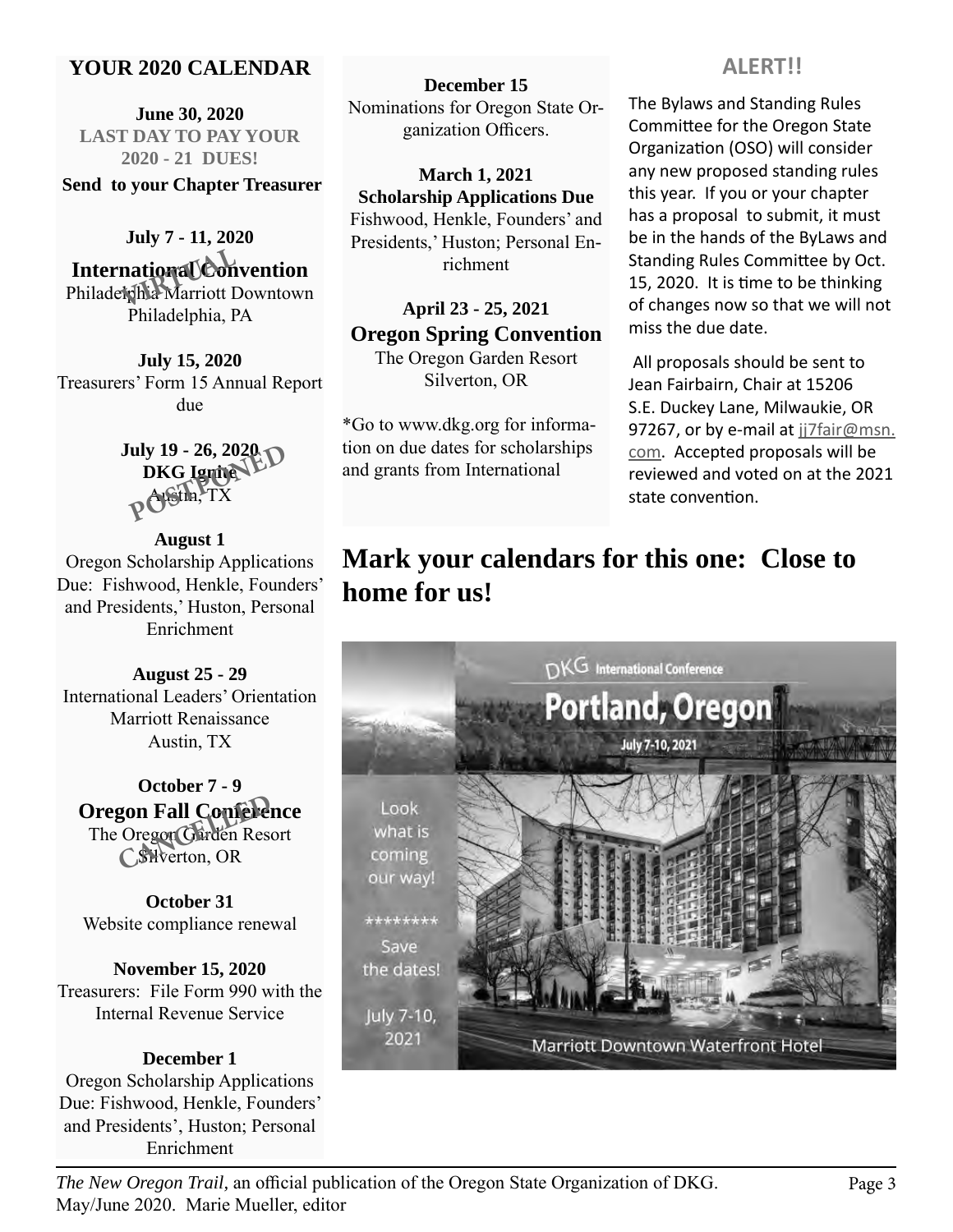## YOUR 2020 CALENDAR

**June 30, 2020**
**LAST DAY TO PAY YOUR 2020 - 21 DUES!**
**Send to your Chapter Treasurer**

**July 7 - 11, 2020**
**International Convention** *VIRTUAL*
Philadelphia Marriott Downtown
Philadelphia, PA

**July 15, 2020**
Treasurers' Form 15 Annual Report due

**July 19 - 26, 2020**
**DKG Ignite** *POSTPONED*
Austin, TX

**August 1**
Oregon Scholarship Applications Due: Fishwood, Henkle, Founders' and Presidents,' Huston, Personal Enrichment

**August 25 - 29**
International Leaders' Orientation
Marriott Renaissance
Austin, TX

**October 7 - 9**
**Oregon Fall Conference** *CANCELLED*
The Oregon Garden Resort
Silverton, OR

**October 31**
Website compliance renewal

**November 15, 2020**
Treasurers: File Form 990 with the Internal Revenue Service

**December 1**
Oregon Scholarship Applications Due: Fishwood, Henkle, Founders' and Presidents', Huston; Personal Enrichment

**December 15**
Nominations for Oregon State Organization Officers.

**March 1, 2021**
**Scholarship Applications Due**
Fishwood, Henkle, Founders' and Presidents,' Huston; Personal Enrichment

**April 23 - 25, 2021**
**Oregon Spring Convention**
The Oregon Garden Resort
Silverton, OR

*Go to www.dkg.org for information on due dates for scholarships and grants from International

## ALERT!!

The Bylaws and Standing Rules Committee for the Oregon State Organization (OSO) will consider any new proposed standing rules this year. If you or your chapter has a proposal to submit, it must be in the hands of the ByLaws and Standing Rules Committee by Oct. 15, 2020. It is time to be thinking of changes now so that we will not miss the due date.

All proposals should be sent to Jean Fairbairn, Chair at 15206 S.E. Duckey Lane, Milwaukie, OR 97267, or by e-mail at jj7fair@msn.com. Accepted proposals will be reviewed and voted on at the 2021 state convention.

## Mark your calendars for this one: Close to home for us!

DKG International Conference
**Portland, Oregon**
July 7-10, 2021

Look what is coming our way!

********

Save the dates!

July 7-10, 2021

Marriott Downtown Waterfront Hotel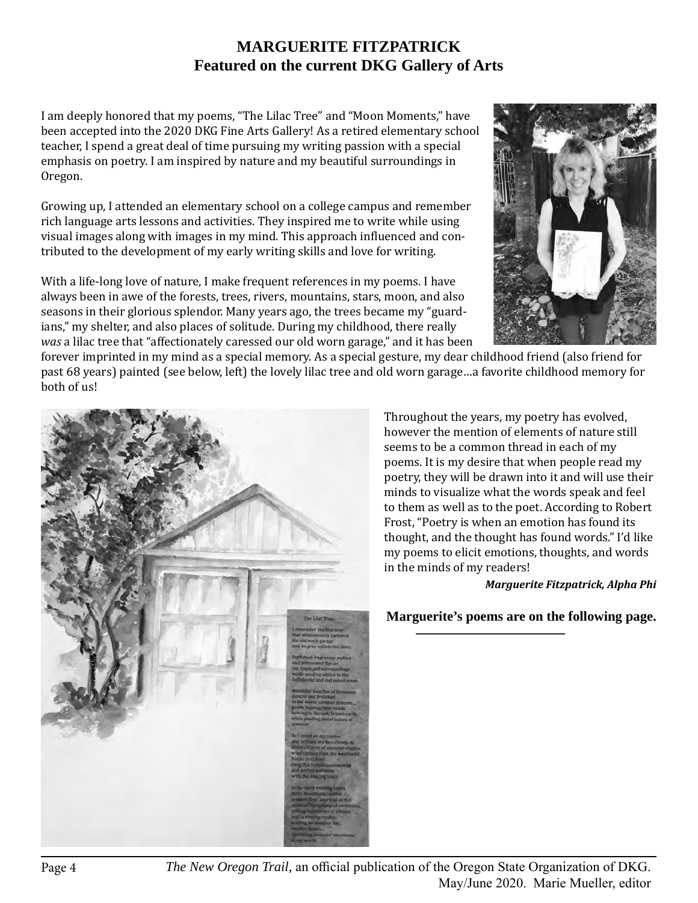# MARGUERITE FITZPATRICK
## Featured on the current DKG Gallery of Arts

I am deeply honored that my poems, "The Lilac Tree" and "Moon Moments," have been accepted into the 2020 DKG Fine Arts Gallery! As a retired elementary school teacher, I spend a great deal of time pursuing my writing passion with a special emphasis on poetry. I am inspired by nature and my beautiful surroundings in Oregon.

Growing up, I attended an elementary school on a college campus and remember rich language arts lessons and activities. They inspired me to write while using visual images along with images in my mind. This approach influenced and contributed to the development of my early writing skills and love for writing.

With a life-long love of nature, I make frequent references in my poems. I have always been in awe of the forests, trees, rivers, mountains, stars, moon, and also seasons in their glorious splendor. Many years ago, the trees became my "guardians," my shelter, and also places of solitude. During my childhood, there really *was* a lilac tree that "affectionately caressed our old worn garage," and it has been forever imprinted in my mind as a special memory. As a special gesture, my dear childhood friend (also friend for past 68 years) painted (see below, left) the lovely lilac tree and old worn garage…a favorite childhood memory for both of us!

Throughout the years, my poetry has evolved, however the mention of elements of nature still seems to be a common thread in each of my poems. It is my desire that when people read my poetry, they will be drawn into it and will use their minds to visualize what the words speak and feel to them as well as to the poet. According to Robert Frost, "Poetry is when an emotion has found its thought, and the thought has found words." I'd like my poems to elicit emotions, thoughts, and words in the minds of my readers!

***Marguerite Fitzpatrick, Alpha Phi***

**Marguerite's poems are on the following page.**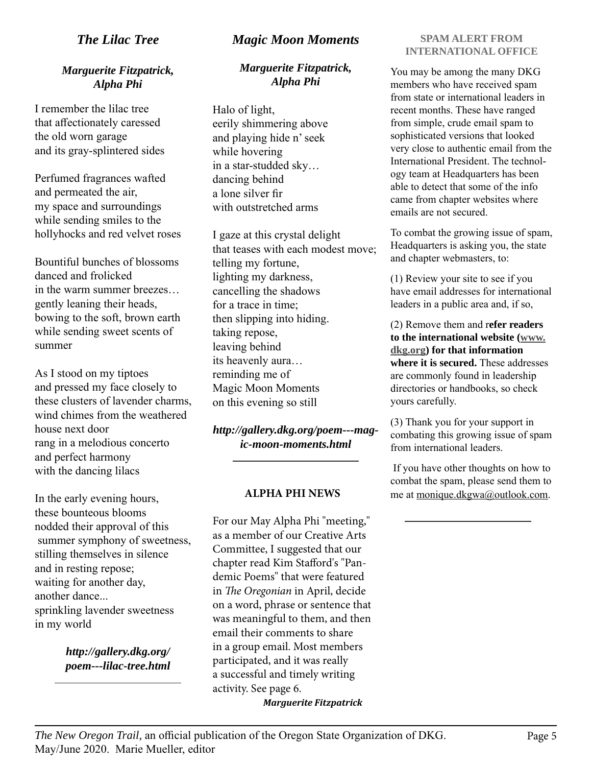## *The Lilac Tree*

***Marguerite Fitzpatrick, Alpha Phi***

I remember the lilac tree
that affectionately caressed
the old worn garage
and its gray-splintered sides

Perfumed fragrances wafted
and permeated the air,
my space and surroundings
while sending smiles to the
hollyhocks and red velvet roses

Bountiful bunches of blossoms
danced and frolicked
in the warm summer breezes…
gently leaning their heads,
bowing to the soft, brown earth
while sending sweet scents of
summer

As I stood on my tiptoes
and pressed my face closely to
these clusters of lavender charms,
wind chimes from the weathered
house next door
rang in a melodious concerto
and perfect harmony
with the dancing lilacs

In the early evening hours,
these bounteous blooms
nodded their approval of this
summer symphony of sweetness,
stilling themselves in silence
and in resting repose;
waiting for another day,
another dance...
sprinkling lavender sweetness
in my world

***http://gallery.dkg.org/poem---lilac-tree.html***

---

## *Magic Moon Moments*

***Marguerite Fitzpatrick, Alpha Phi***

Halo of light,
eerily shimmering above
and playing hide n' seek
while hovering
in a star-studded sky…
dancing behind
a lone silver fir
with outstretched arms

I gaze at this crystal delight
that teases with each modest move;
telling my fortune,
lighting my darkness,
cancelling the shadows
for a trace in time;
then slipping into hiding.
taking repose,
leaving behind
its heavenly aura…
reminding me of
Magic Moon Moments
on this evening so still

***http://gallery.dkg.org/poem---magic-moon-moments.html***

---

## ALPHA PHI NEWS

For our May Alpha Phi "meeting," as a member of our Creative Arts Committee, I suggested that our chapter read Kim Stafford's "Pandemic Poems" that were featured in *The Oregonian* in April, decide on a word, phrase or sentence that was meaningful to them, and then email their comments to share in a group email. Most members participated, and it was really a successful and timely writing activity. See page 6.

***Marguerite Fitzpatrick***

## SPAM ALERT FROM INTERNATIONAL OFFICE

You may be among the many DKG members who have received spam from state or international leaders in recent months. These have ranged from simple, crude email spam to sophisticated versions that looked very close to authentic email from the International President. The technology team at Headquarters has been able to detect that some of the info came from chapter websites where emails are not secured.

To combat the growing issue of spam, Headquarters is asking you, the state and chapter webmasters, to:

(1) Review your site to see if you have email addresses for international leaders in a public area and, if so,

(2) Remove them and r**efer readers to the international website (www.dkg.org) for that information where it is secured.** These addresses are commonly found in leadership directories or handbooks, so check yours carefully.

(3) Thank you for your support in combating this growing issue of spam from international leaders.

If you have other thoughts on how to combat the spam, please send them to me at monique.dkgwa@outlook.com.

---

*The New Oregon Trail,* an official publication of the Oregon State Organization of DKG. May/June 2020. Marie Mueller, editor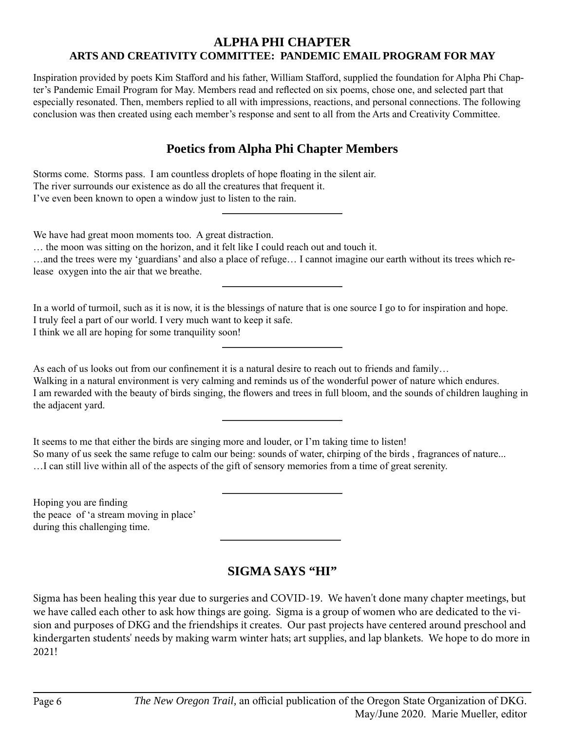## ALPHA PHI CHAPTER
### ARTS AND CREATIVITY COMMITTEE: PANDEMIC EMAIL PROGRAM FOR MAY

Inspiration provided by poets Kim Stafford and his father, William Stafford, supplied the foundation for Alpha Phi Chapter's Pandemic Email Program for May. Members read and reflected on six poems, chose one, and selected part that especially resonated. Then, members replied to all with impressions, reactions, and personal connections. The following conclusion was then created using each member's response and sent to all from the Arts and Creativity Committee.

## Poetics from Alpha Phi Chapter Members

Storms come. Storms pass. I am countless droplets of hope floating in the silent air.
The river surrounds our existence as do all the creatures that frequent it.
I've even been known to open a window just to listen to the rain.

---

We have had great moon moments too. A great distraction.
… the moon was sitting on the horizon, and it felt like I could reach out and touch it.
…and the trees were my 'guardians' and also a place of refuge… I cannot imagine our earth without its trees which release oxygen into the air that we breathe.

---

In a world of turmoil, such as it is now, it is the blessings of nature that is one source I go to for inspiration and hope.
I truly feel a part of our world. I very much want to keep it safe.
I think we all are hoping for some tranquility soon!

---

As each of us looks out from our confinement it is a natural desire to reach out to friends and family…
Walking in a natural environment is very calming and reminds us of the wonderful power of nature which endures.
I am rewarded with the beauty of birds singing, the flowers and trees in full bloom, and the sounds of children laughing in the adjacent yard.

---

It seems to me that either the birds are singing more and louder, or I'm taking time to listen!
So many of us seek the same refuge to calm our being: sounds of water, chirping of the birds , fragrances of nature...
…I can still live within all of the aspects of the gift of sensory memories from a time of great serenity.

---

Hoping you are finding
the peace of 'a stream moving in place'
during this challenging time.

---

## SIGMA SAYS "HI"

Sigma has been healing this year due to surgeries and COVID-19. We haven't done many chapter meetings, but we have called each other to ask how things are going. Sigma is a group of women who are dedicated to the vision and purposes of DKG and the friendships it creates. Our past projects have centered around preschool and kindergarten students' needs by making warm winter hats; art supplies, and lap blankets. We hope to do more in 2021!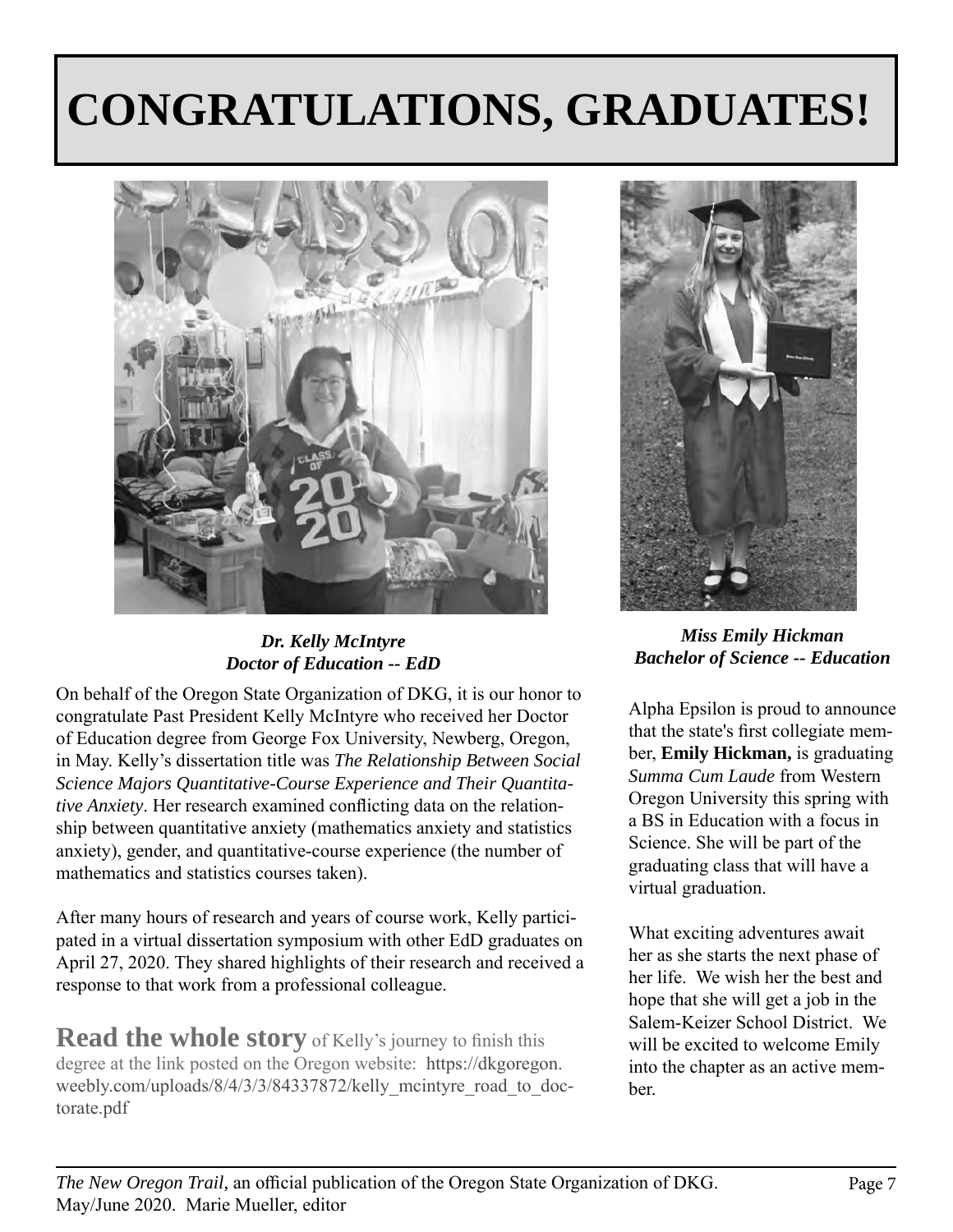# CONGRATULATIONS, GRADUATES!

***Dr. Kelly McIntyre***
***Doctor of Education -- EdD***

On behalf of the Oregon State Organization of DKG, it is our honor to congratulate Past President Kelly McIntyre who received her Doctor of Education degree from George Fox University, Newberg, Oregon, in May. Kelly's dissertation title was *The Relationship Between Social Science Majors Quantitative-Course Experience and Their Quantitative Anxiety*. Her research examined conflicting data on the relationship between quantitative anxiety (mathematics anxiety and statistics anxiety), gender, and quantitative-course experience (the number of mathematics and statistics courses taken).

After many hours of research and years of course work, Kelly participated in a virtual dissertation symposium with other EdD graduates on April 27, 2020. They shared highlights of their research and received a response to that work from a professional colleague.

**Read the whole story** of Kelly's journey to finish this degree at the link posted on the Oregon website: https://dkgoregon.weebly.com/uploads/8/4/3/3/84337872/kelly_mcintyre_road_to_doctorate.pdf

***Miss Emily Hickman***
***Bachelor of Science -- Education***

Alpha Epsilon is proud to announce that the state's first collegiate member, **Emily Hickman,** is graduating *Summa Cum Laude* from Western Oregon University this spring with a BS in Education with a focus in Science. She will be part of the graduating class that will have a virtual graduation.

What exciting adventures await her as she starts the next phase of her life. We wish her the best and hope that she will get a job in the Salem-Keizer School District. We will be excited to welcome Emily into the chapter as an active member.

*The New Oregon Trail,* an official publication of the Oregon State Organization of DKG. May/June 2020. Marie Mueller, editor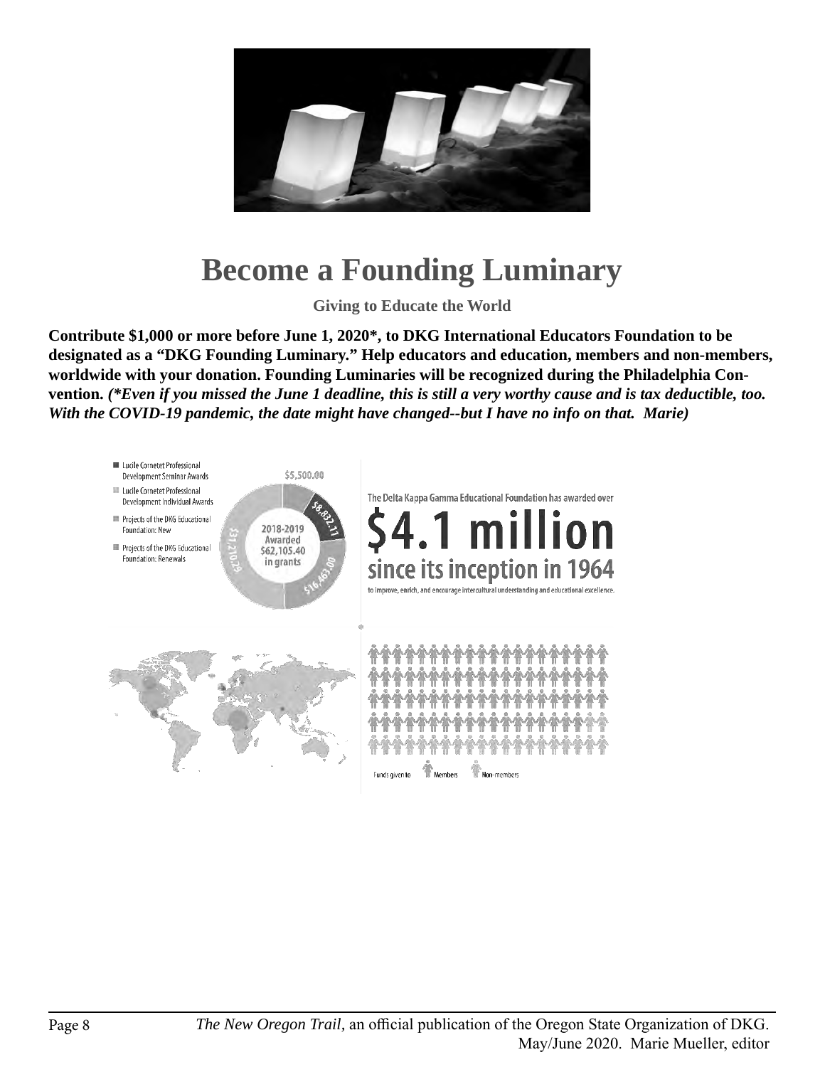# Become a Founding Luminary

**Giving to Educate the World**

**Contribute $1,000 or more before June 1, 2020*, to DKG International Educators Foundation to be designated as a "DKG Founding Luminary." Help educators and education, members and non-members, worldwide with your donation. Founding Luminaries will be recognized during the Philadelphia Convention.** ***(*Even if you missed the June 1 deadline, this is still a very worthy cause and is tax deductible, too. With the COVID-19 pandemic, the date might have changed--but I have no info on that. Marie)***

- Lucile Cornetet Professional Development Seminar Awards
- Lucile Cornetet Professional Development Individual Awards
- Projects of the DKG Educational Foundation: New
- Projects of the DKG Educational Foundation: Renewals

2018-2019 Awarded $62,105.40 in grants

$5,500.00

$8,832.11

$16,463.00

$31,210.29

The Delta Kappa Gamma Educational Foundation has awarded over

$4.1 million since its inception in 1964

to improve, enrich, and encourage intercultural understanding and educational excellence.

Funds given to Members Non-members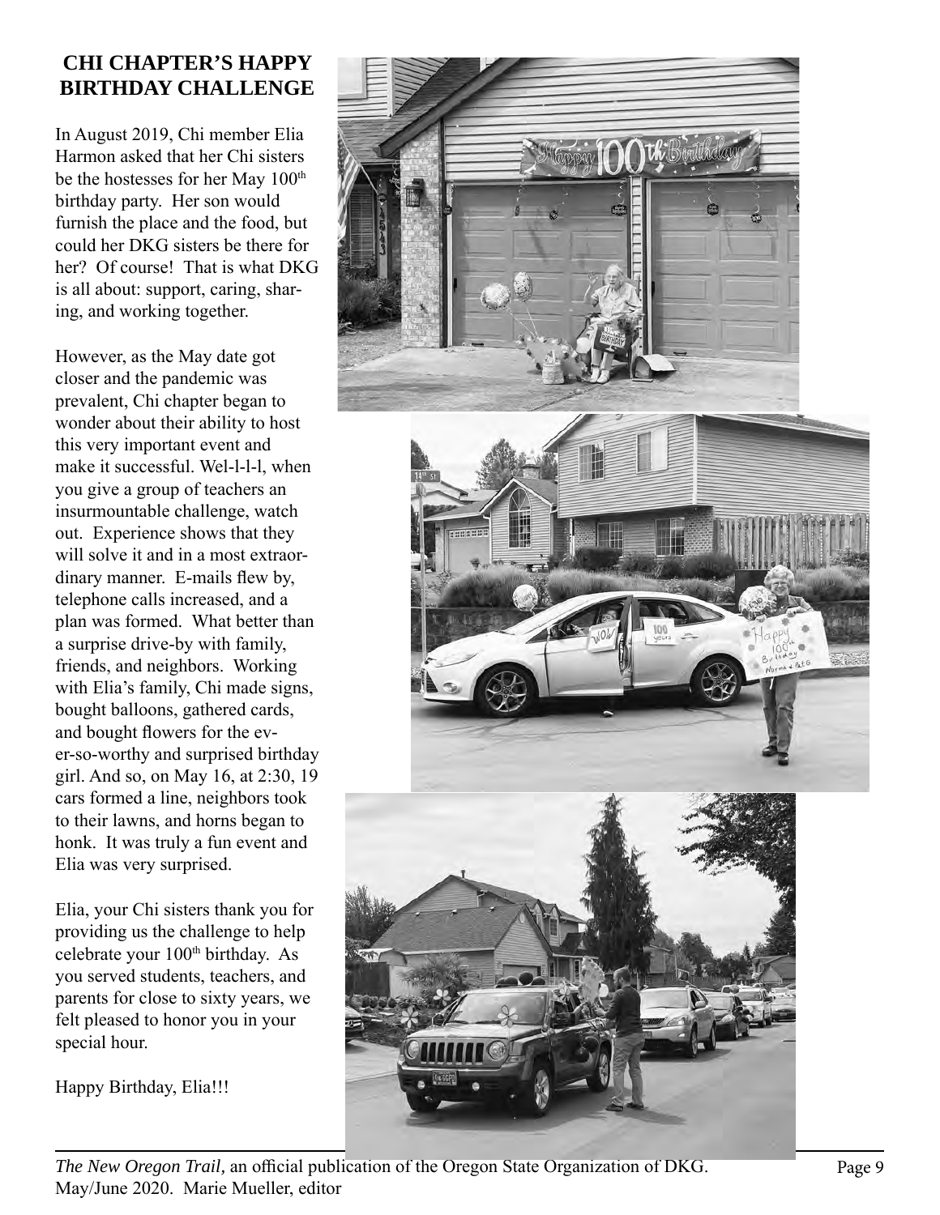## CHI CHAPTER'S HAPPY BIRTHDAY CHALLENGE

In August 2019, Chi member Elia Harmon asked that her Chi sisters be the hostesses for her May 100th birthday party. Her son would furnish the place and the food, but could her DKG sisters be there for her? Of course! That is what DKG is all about: support, caring, sharing, and working together.

However, as the May date got closer and the pandemic was prevalent, Chi chapter began to wonder about their ability to host this very important event and make it successful. Wel-l-l-l, when you give a group of teachers an insurmountable challenge, watch out. Experience shows that they will solve it and in a most extraordinary manner. E-mails flew by, telephone calls increased, and a plan was formed. What better than a surprise drive-by with family, friends, and neighbors. Working with Elia's family, Chi made signs, bought balloons, gathered cards, and bought flowers for the ever-so-worthy and surprised birthday girl. And so, on May 16, at 2:30, 19 cars formed a line, neighbors took to their lawns, and horns began to honk. It was truly a fun event and Elia was very surprised.

Elia, your Chi sisters thank you for providing us the challenge to help celebrate your 100th birthday. As you served students, teachers, and parents for close to sixty years, we felt pleased to honor you in your special hour.

Happy Birthday, Elia!!!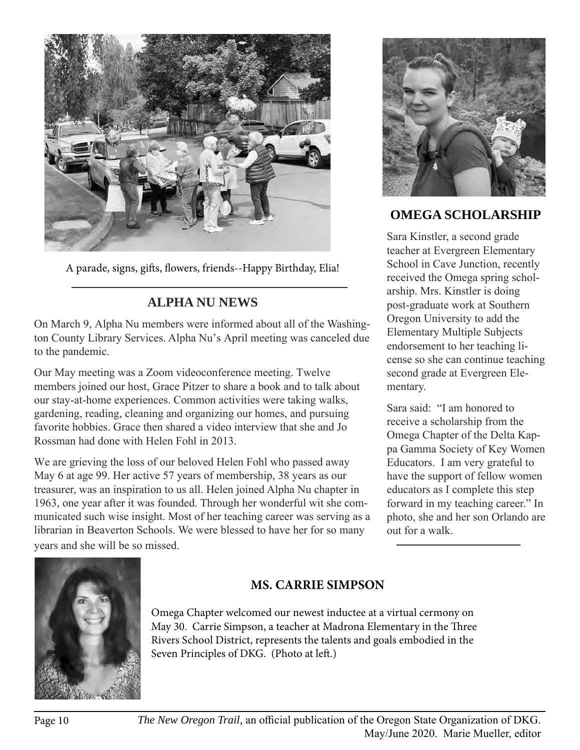A parade, signs, gifts, flowers, friends--Happy Birthday, Elia!

## ALPHA NU NEWS

On March 9, Alpha Nu members were informed about all of the Washington County Library Services. Alpha Nu's April meeting was canceled due to the pandemic.

Our May meeting was a Zoom videoconference meeting. Twelve members joined our host, Grace Pitzer to share a book and to talk about our stay-at-home experiences. Common activities were taking walks, gardening, reading, cleaning and organizing our homes, and pursuing favorite hobbies. Grace then shared a video interview that she and Jo Rossman had done with Helen Fohl in 2013.

We are grieving the loss of our beloved Helen Fohl who passed away May 6 at age 99. Her active 57 years of membership, 38 years as our treasurer, was an inspiration to us all. Helen joined Alpha Nu chapter in 1963, one year after it was founded. Through her wonderful wit she communicated such wise insight. Most of her teaching career was serving as a librarian in Beaverton Schools. We were blessed to have her for so many years and she will be so missed.

## OMEGA SCHOLARSHIP

Sara Kinstler, a second grade teacher at Evergreen Elementary School in Cave Junction, recently received the Omega spring scholarship. Mrs. Kinstler is doing post-graduate work at Southern Oregon University to add the Elementary Multiple Subjects endorsement to her teaching license so she can continue teaching second grade at Evergreen Elementary.

Sara said: "I am honored to receive a scholarship from the Omega Chapter of the Delta Kappa Gamma Society of Key Women Educators. I am very grateful to have the support of fellow women educators as I complete this step forward in my teaching career." In photo, she and her son Orlando are out for a walk.

## MS. CARRIE SIMPSON

Omega Chapter welcomed our newest inductee at a virtual cermony on May 30. Carrie Simpson, a teacher at Madrona Elementary in the Three Rivers School District, represents the talents and goals embodied in the Seven Principles of DKG. (Photo at left.)

*The New Oregon Trail,* an official publication of the Oregon State Organization of DKG. May/June 2020. Marie Mueller, editor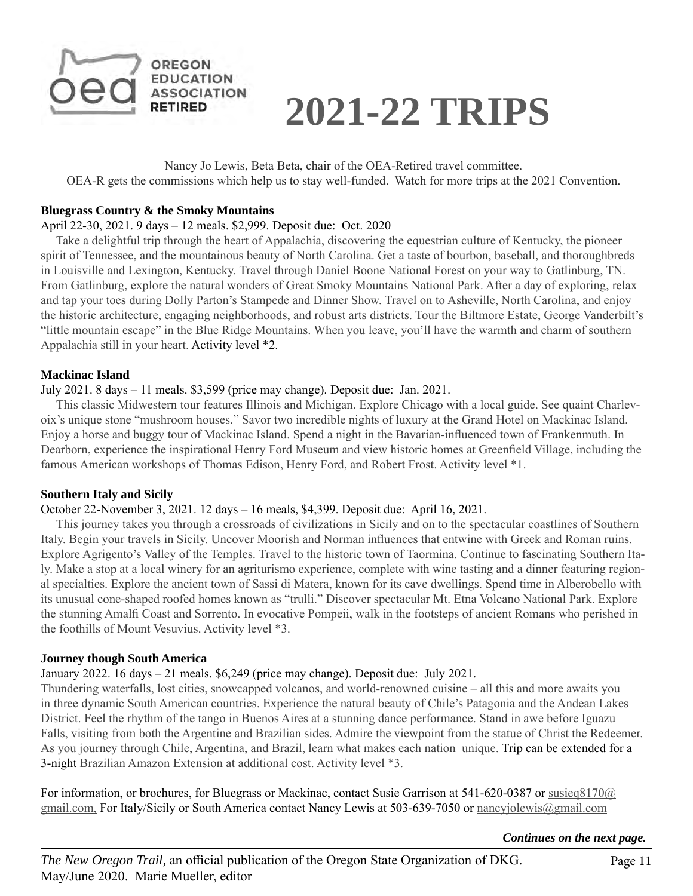OREGON EDUCATION ASSOCIATION RETIRED

# 2021-22 TRIPS

Nancy Jo Lewis, Beta Beta, chair of the OEA-Retired travel committee.
OEA-R gets the commissions which help us to stay well-funded. Watch for more trips at the 2021 Convention.

**Bluegrass Country & the Smoky Mountains**

April 22-30, 2021. 9 days – 12 meals. $2,999. Deposit due: Oct. 2020

Take a delightful trip through the heart of Appalachia, discovering the equestrian culture of Kentucky, the pioneer spirit of Tennessee, and the mountainous beauty of North Carolina. Get a taste of bourbon, baseball, and thoroughbreds in Louisville and Lexington, Kentucky. Travel through Daniel Boone National Forest on your way to Gatlinburg, TN. From Gatlinburg, explore the natural wonders of Great Smoky Mountains National Park. After a day of exploring, relax and tap your toes during Dolly Parton's Stampede and Dinner Show. Travel on to Asheville, North Carolina, and enjoy the historic architecture, engaging neighborhoods, and robust arts districts. Tour the Biltmore Estate, George Vanderbilt's "little mountain escape" in the Blue Ridge Mountains. When you leave, you'll have the warmth and charm of southern Appalachia still in your heart. Activity level *2.

**Mackinac Island**

July 2021. 8 days – 11 meals. $3,599 (price may change). Deposit due: Jan. 2021.

This classic Midwestern tour features Illinois and Michigan. Explore Chicago with a local guide. See quaint Charlevoix's unique stone "mushroom houses." Savor two incredible nights of luxury at the Grand Hotel on Mackinac Island. Enjoy a horse and buggy tour of Mackinac Island. Spend a night in the Bavarian-influenced town of Frankenmuth. In Dearborn, experience the inspirational Henry Ford Museum and view historic homes at Greenfield Village, including the famous American workshops of Thomas Edison, Henry Ford, and Robert Frost. Activity level *1.

**Southern Italy and Sicily**

October 22-November 3, 2021. 12 days – 16 meals, $4,399. Deposit due: April 16, 2021.

This journey takes you through a crossroads of civilizations in Sicily and on to the spectacular coastlines of Southern Italy. Begin your travels in Sicily. Uncover Moorish and Norman influences that entwine with Greek and Roman ruins. Explore Agrigento's Valley of the Temples. Travel to the historic town of Taormina. Continue to fascinating Southern Italy. Make a stop at a local winery for an agriturismo experience, complete with wine tasting and a dinner featuring regional specialties. Explore the ancient town of Sassi di Matera, known for its cave dwellings. Spend time in Alberobello with its unusual cone-shaped roofed homes known as "trulli." Discover spectacular Mt. Etna Volcano National Park. Explore the stunning Amalfi Coast and Sorrento. In evocative Pompeii, walk in the footsteps of ancient Romans who perished in the foothills of Mount Vesuvius. Activity level *3.

**Journey though South America**

January 2022. 16 days – 21 meals. $6,249 (price may change). Deposit due: July 2021.

Thundering waterfalls, lost cities, snowcapped volcanos, and world-renowned cuisine – all this and more awaits you in three dynamic South American countries. Experience the natural beauty of Chile's Patagonia and the Andean Lakes District. Feel the rhythm of the tango in Buenos Aires at a stunning dance performance. Stand in awe before Iguazu Falls, visiting from both the Argentine and Brazilian sides. Admire the viewpoint from the statue of Christ the Redeemer. As you journey through Chile, Argentina, and Brazil, learn what makes each nation unique. Trip can be extended for a 3-night Brazilian Amazon Extension at additional cost. Activity level *3.

For information, or brochures, for Bluegrass or Mackinac, contact Susie Garrison at 541-620-0387 or susieq8170@gmail.com, For Italy/Sicily or South America contact Nancy Lewis at 503-639-7050 or nancyjolewis@gmail.com

***Continues on the next page.***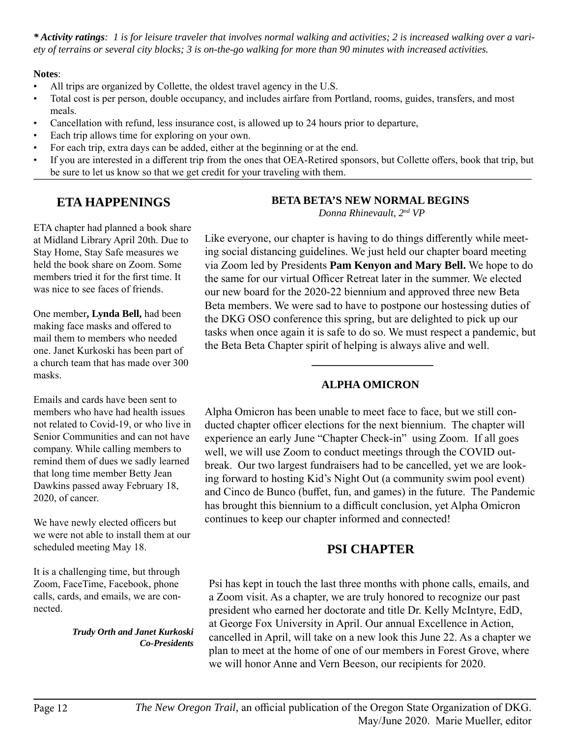***Activity ratings**: 1 is for leisure traveler that involves normal walking and activities; 2 is increased walking over a variety of terrains or several city blocks; 3 is on-the-go walking for more than 90 minutes with increased activities.*

**Notes**:

- All trips are organized by Collette, the oldest travel agency in the U.S.
- Total cost is per person, double occupancy, and includes airfare from Portland, rooms, guides, transfers, and most meals.
- Cancellation with refund, less insurance cost, is allowed up to 24 hours prior to departure,
- Each trip allows time for exploring on your own.
- For each trip, extra days can be added, either at the beginning or at the end.
- If you are interested in a different trip from the ones that OEA-Retired sponsors, but Collette offers, book that trip, but be sure to let us know so that we get credit for your traveling with them.

---

## ETA HAPPENINGS

ETA chapter had planned a book share at Midland Library April 20th. Due to Stay Home, Stay Safe measures we held the book share on Zoom. Some members tried it for the first time. It was nice to see faces of friends.

One member**, Lynda Bell,** had been making face masks and offered to mail them to members who needed one. Janet Kurkoski has been part of a church team that has made over 300 masks.

Emails and cards have been sent to members who have had health issues not related to Covid-19, or who live in Senior Communities and can not have company. While calling members to remind them of dues we sadly learned that long time member Betty Jean Dawkins passed away February 18, 2020, of cancer.

We have newly elected officers but we were not able to install them at our scheduled meeting May 18.

It is a challenging time, but through Zoom, FaceTime, Facebook, phone calls, cards, and emails, we are connected.

***Trudy Orth and Janet Kurkoski***
***Co-Presidents***

## BETA BETA'S NEW NORMAL BEGINS

*Donna Rhinevault, 2nd VP*

Like everyone, our chapter is having to do things differently while meeting social distancing guidelines. We just held our chapter board meeting via Zoom led by Presidents **Pam Kenyon and Mary Bell.** We hope to do the same for our virtual Officer Retreat later in the summer. We elected our new board for the 2020-22 biennium and approved three new Beta Beta members. We were sad to have to postpone our hostessing duties of the DKG OSO conference this spring, but are delighted to pick up our tasks when once again it is safe to do so. We must respect a pandemic, but the Beta Beta Chapter spirit of helping is always alive and well.

## ALPHA OMICRON

Alpha Omicron has been unable to meet face to face, but we still conducted chapter officer elections for the next biennium. The chapter will experience an early June "Chapter Check-in" using Zoom. If all goes well, we will use Zoom to conduct meetings through the COVID outbreak. Our two largest fundraisers had to be cancelled, yet we are looking forward to hosting Kid's Night Out (a community swim pool event) and Cinco de Bunco (buffet, fun, and games) in the future. The Pandemic has brought this biennium to a difficult conclusion, yet Alpha Omicron continues to keep our chapter informed and connected!

## PSI CHAPTER

Psi has kept in touch the last three months with phone calls, emails, and a Zoom visit. As a chapter, we are truly honored to recognize our past president who earned her doctorate and title Dr. Kelly McIntyre, EdD, at George Fox University in April. Our annual Excellence in Action, cancelled in April, will take on a new look this June 22. As a chapter we plan to meet at the home of one of our members in Forest Grove, where we will honor Anne and Vern Beeson, our recipients for 2020.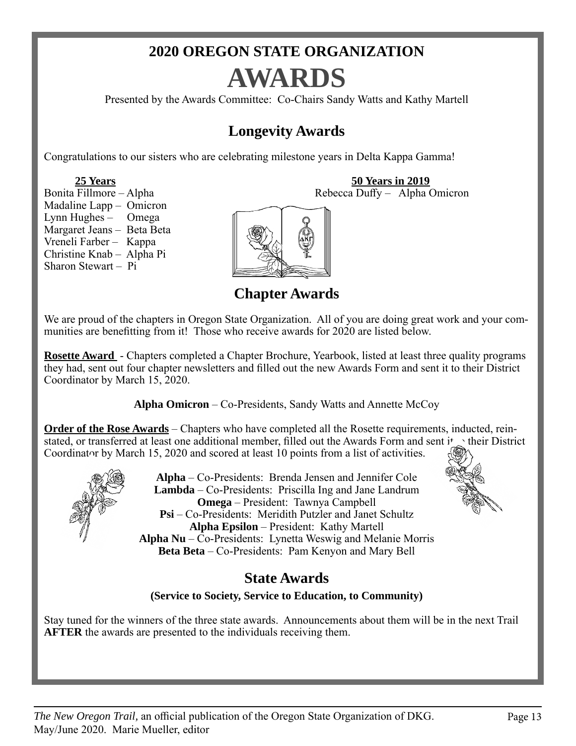# 2020 OREGON STATE ORGANIZATION

# AWARDS

Presented by the Awards Committee: Co-Chairs Sandy Watts and Kathy Martell

## Longevity Awards

Congratulations to our sisters who are celebrating milestone years in Delta Kappa Gamma!

**25 Years**

Bonita Fillmore – Alpha
Madaline Lapp – Omicron
Lynn Hughes – Omega
Margaret Jeans – Beta Beta
Vreneli Farber – Kappa
Christine Knab – Alpha Pi
Sharon Stewart – Pi

**50 Years in 2019**

Rebecca Duffy – Alpha Omicron

## Chapter Awards

We are proud of the chapters in Oregon State Organization. All of you are doing great work and your communities are benefitting from it! Those who receive awards for 2020 are listed below.

**Rosette Award** - Chapters completed a Chapter Brochure, Yearbook, listed at least three quality programs they had, sent out four chapter newsletters and filled out the new Awards Form and sent it to their District Coordinator by March 15, 2020.

**Alpha Omicron** – Co-Presidents, Sandy Watts and Annette McCoy

**Order of the Rose Awards** – Chapters who have completed all the Rosette requirements, inducted, reinstated, or transferred at least one additional member, filled out the Awards Form and sent it to their District Coordinator by March 15, 2020 and scored at least 10 points from a list of activities.

**Alpha** – Co-Presidents: Brenda Jensen and Jennifer Cole
**Lambda** – Co-Presidents: Priscilla Ing and Jane Landrum
**Omega** – President: Tawnya Campbell
**Psi** – Co-Presidents: Meridith Putzler and Janet Schultz
**Alpha Epsilon** – President: Kathy Martell
**Alpha Nu** – Co-Presidents: Lynetta Weswig and Melanie Morris
**Beta Beta** – Co-Presidents: Pam Kenyon and Mary Bell

## State Awards

**(Service to Society, Service to Education, to Community)**

Stay tuned for the winners of the three state awards. Announcements about them will be in the next Trail **AFTER** the awards are presented to the individuals receiving them.

*The New Oregon Trail,* an official publication of the Oregon State Organization of DKG.
May/June 2020. Marie Mueller, editor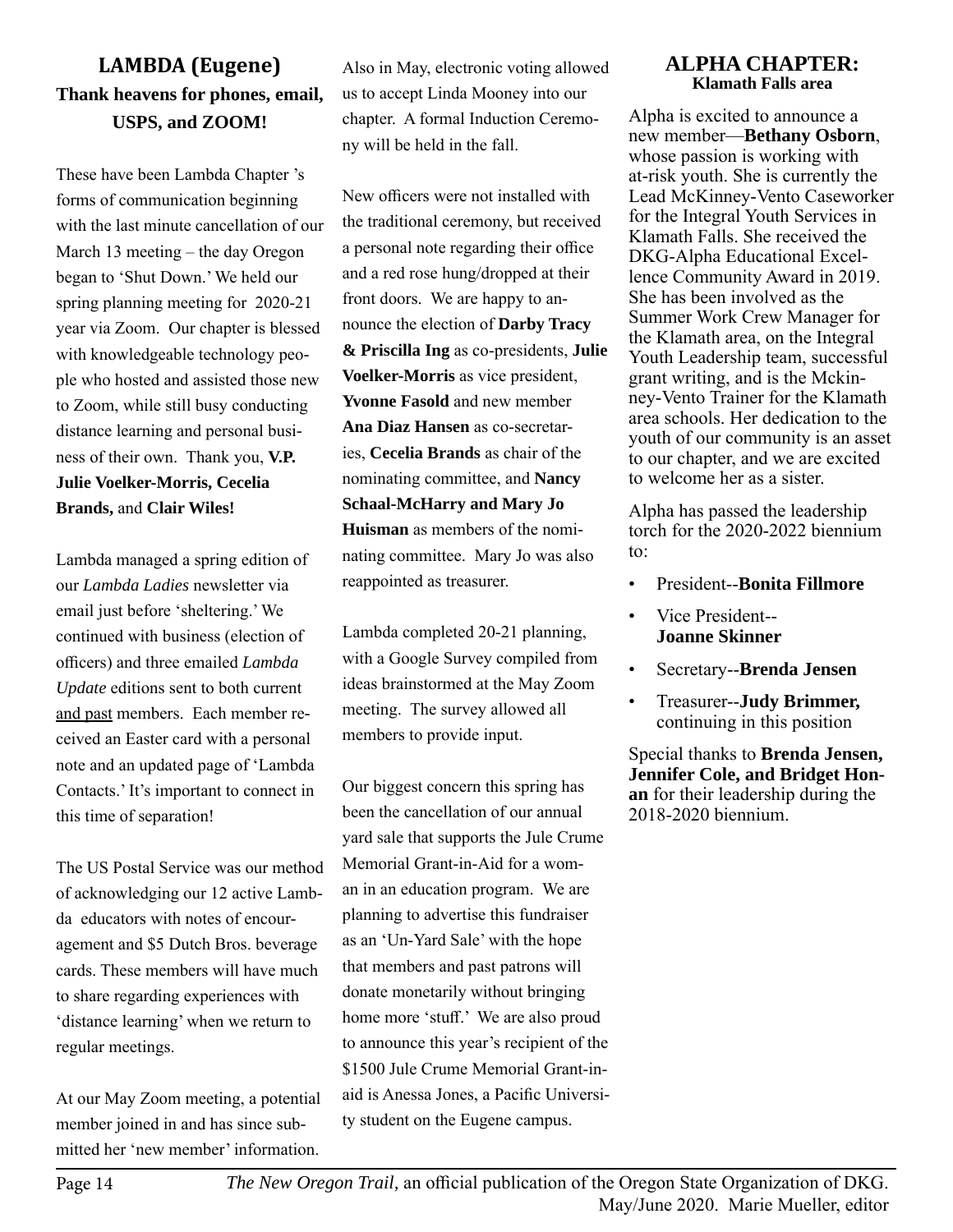## LAMBDA (Eugene)

### Thank heavens for phones, email, USPS, and ZOOM!

These have been Lambda Chapter 's forms of communication beginning with the last minute cancellation of our March 13 meeting – the day Oregon began to 'Shut Down.' We held our spring planning meeting for 2020-21 year via Zoom. Our chapter is blessed with knowledgeable technology people who hosted and assisted those new to Zoom, while still busy conducting distance learning and personal business of their own. Thank you, **V.P. Julie Voelker-Morris, Cecelia Brands,** and **Clair Wiles!**

Lambda managed a spring edition of our *Lambda Ladies* newsletter via email just before 'sheltering.' We continued with business (election of officers) and three emailed *Lambda Update* editions sent to both current and past members. Each member received an Easter card with a personal note and an updated page of 'Lambda Contacts.' It's important to connect in this time of separation!

The US Postal Service was our method of acknowledging our 12 active Lambda educators with notes of encouragement and $5 Dutch Bros. beverage cards. These members will have much to share regarding experiences with 'distance learning' when we return to regular meetings.

At our May Zoom meeting, a potential member joined in and has since submitted her 'new member' information. Also in May, electronic voting allowed us to accept Linda Mooney into our chapter. A formal Induction Ceremony will be held in the fall.

New officers were not installed with the traditional ceremony, but received a personal note regarding their office and a red rose hung/dropped at their front doors. We are happy to announce the election of **Darby Tracy & Priscilla Ing** as co-presidents, **Julie Voelker-Morris** as vice president, **Yvonne Fasold** and new member **Ana Diaz Hansen** as co-secretaries, **Cecelia Brands** as chair of the nominating committee, and **Nancy Schaal-McHarry and Mary Jo Huisman** as members of the nominating committee. Mary Jo was also reappointed as treasurer.

Lambda completed 20-21 planning, with a Google Survey compiled from ideas brainstormed at the May Zoom meeting. The survey allowed all members to provide input.

Our biggest concern this spring has been the cancellation of our annual yard sale that supports the Jule Crume Memorial Grant-in-Aid for a woman in an education program. We are planning to advertise this fundraiser as an 'Un-Yard Sale' with the hope that members and past patrons will donate monetarily without bringing home more 'stuff.' We are also proud to announce this year's recipient of the $1500 Jule Crume Memorial Grant-in-aid is Anessa Jones, a Pacific University student on the Eugene campus.

## ALPHA CHAPTER:

### Klamath Falls area

Alpha is excited to announce a new member—**Bethany Osborn**, whose passion is working with at-risk youth. She is currently the Lead McKinney-Vento Caseworker for the Integral Youth Services in Klamath Falls. She received the DKG-Alpha Educational Excellence Community Award in 2019. She has been involved as the Summer Work Crew Manager for the Klamath area, on the Integral Youth Leadership team, successful grant writing, and is the Mckinney-Vento Trainer for the Klamath area schools. Her dedication to the youth of our community is an asset to our chapter, and we are excited to welcome her as a sister.

Alpha has passed the leadership torch for the 2020-2022 biennium to:

- President--**Bonita Fillmore**
- Vice President-- **Joanne Skinner**
- Secretary--**Brenda Jensen**
- Treasurer--**Judy Brimmer,** continuing in this position

Special thanks to **Brenda Jensen, Jennifer Cole, and Bridget Honan** for their leadership during the 2018-2020 biennium.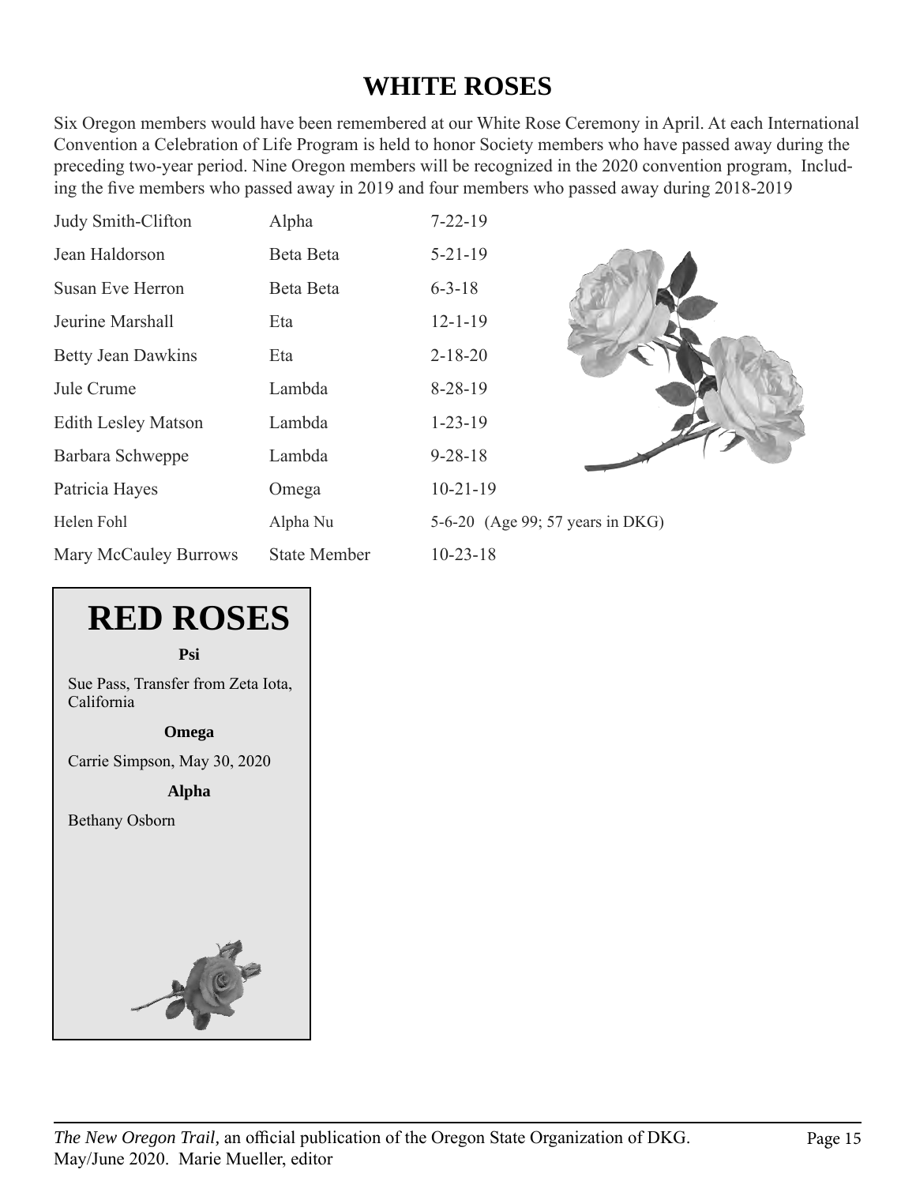## WHITE ROSES

Six Oregon members would have been remembered at our White Rose Ceremony in April. At each International Convention a Celebration of Life Program is held to honor Society members who have passed away during the preceding two-year period. Nine Oregon members will be recognized in the 2020 convention program, Including the five members who passed away in 2019 and four members who passed away during 2018-2019

| | | |
|---|---|---|
| Judy Smith-Clifton | Alpha | 7-22-19 |
| Jean Haldorson | Beta Beta | 5-21-19 |
| Susan Eve Herron | Beta Beta | 6-3-18 |
| Jeurine Marshall | Eta | 12-1-19 |
| Betty Jean Dawkins | Eta | 2-18-20 |
| Jule Crume | Lambda | 8-28-19 |
| Edith Lesley Matson | Lambda | 1-23-19 |
| Barbara Schweppe | Lambda | 9-28-18 |
| Patricia Hayes | Omega | 10-21-19 |
| Helen Fohl | Alpha Nu | 5-6-20 (Age 99; 57 years in DKG) |
| Mary McCauley Burrows | State Member | 10-23-18 |

## RED ROSES

**Psi**

Sue Pass, Transfer from Zeta Iota, California

**Omega**

Carrie Simpson, May 30, 2020

**Alpha**

Bethany Osborn

*The New Oregon Trail,* an official publication of the Oregon State Organization of DKG. May/June 2020. Marie Mueller, editor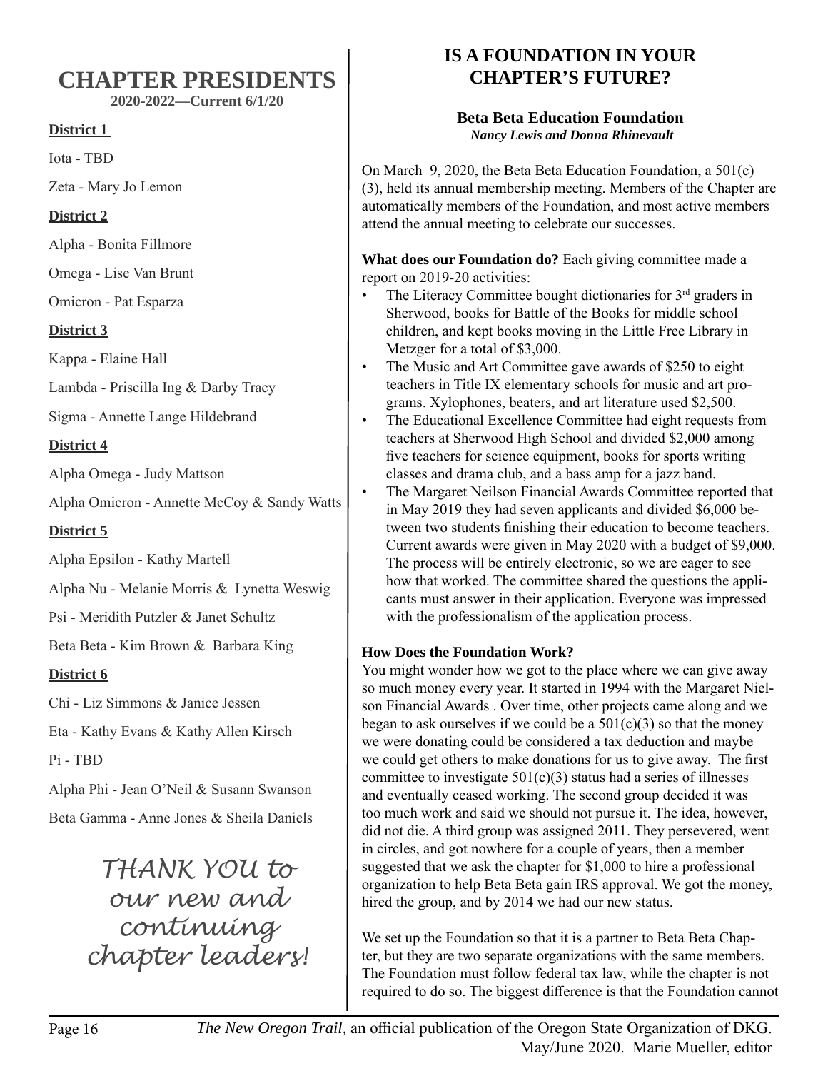## CHAPTER PRESIDENTS

**2020-2022—Current 6/1/20**

**District 1**

Iota - TBD

Zeta - Mary Jo Lemon

**District 2**

Alpha - Bonita Fillmore

Omega - Lise Van Brunt

Omicron - Pat Esparza

**District 3**

Kappa - Elaine Hall

Lambda - Priscilla Ing & Darby Tracy

Sigma - Annette Lange Hildebrand

**District 4**

Alpha Omega - Judy Mattson

Alpha Omicron - Annette McCoy & Sandy Watts

**District 5**

Alpha Epsilon - Kathy Martell

Alpha Nu - Melanie Morris & Lynetta Weswig

Psi - Meridith Putzler & Janet Schultz

Beta Beta - Kim Brown & Barbara King

**District 6**

Chi - Liz Simmons & Janice Jessen

Eta - Kathy Evans & Kathy Allen Kirsch

Pi - TBD

Alpha Phi - Jean O'Neil & Susann Swanson

Beta Gamma - Anne Jones & Sheila Daniels

*THANK YOU to our new and continuing chapter leaders!*

## IS A FOUNDATION IN YOUR CHAPTER'S FUTURE?

### Beta Beta Education Foundation

***Nancy Lewis and Donna Rhinevault***

On March 9, 2020, the Beta Beta Education Foundation, a 501(c)(3), held its annual membership meeting. Members of the Chapter are automatically members of the Foundation, and most active members attend the annual meeting to celebrate our successes.

**What does our Foundation do?** Each giving committee made a report on 2019-20 activities:

- The Literacy Committee bought dictionaries for 3rd graders in Sherwood, books for Battle of the Books for middle school children, and kept books moving in the Little Free Library in Metzger for a total of $3,000.
- The Music and Art Committee gave awards of $250 to eight teachers in Title IX elementary schools for music and art programs. Xylophones, beaters, and art literature used $2,500.
- The Educational Excellence Committee had eight requests from teachers at Sherwood High School and divided $2,000 among five teachers for science equipment, books for sports writing classes and drama club, and a bass amp for a jazz band.
- The Margaret Neilson Financial Awards Committee reported that in May 2019 they had seven applicants and divided $6,000 between two students finishing their education to become teachers. Current awards were given in May 2020 with a budget of $9,000. The process will be entirely electronic, so we are eager to see how that worked. The committee shared the questions the applicants must answer in their application. Everyone was impressed with the professionalism of the application process.

**How Does the Foundation Work?**

You might wonder how we got to the place where we can give away so much money every year. It started in 1994 with the Margaret Nielson Financial Awards . Over time, other projects came along and we began to ask ourselves if we could be a 501(c)(3) so that the money we were donating could be considered a tax deduction and maybe we could get others to make donations for us to give away. The first committee to investigate 501(c)(3) status had a series of illnesses and eventually ceased working. The second group decided it was too much work and said we should not pursue it. The idea, however, did not die. A third group was assigned 2011. They persevered, went in circles, and got nowhere for a couple of years, then a member suggested that we ask the chapter for $1,000 to hire a professional organization to help Beta Beta gain IRS approval. We got the money, hired the group, and by 2014 we had our new status.

We set up the Foundation so that it is a partner to Beta Beta Chapter, but they are two separate organizations with the same members. The Foundation must follow federal tax law, while the chapter is not required to do so. The biggest difference is that the Foundation cannot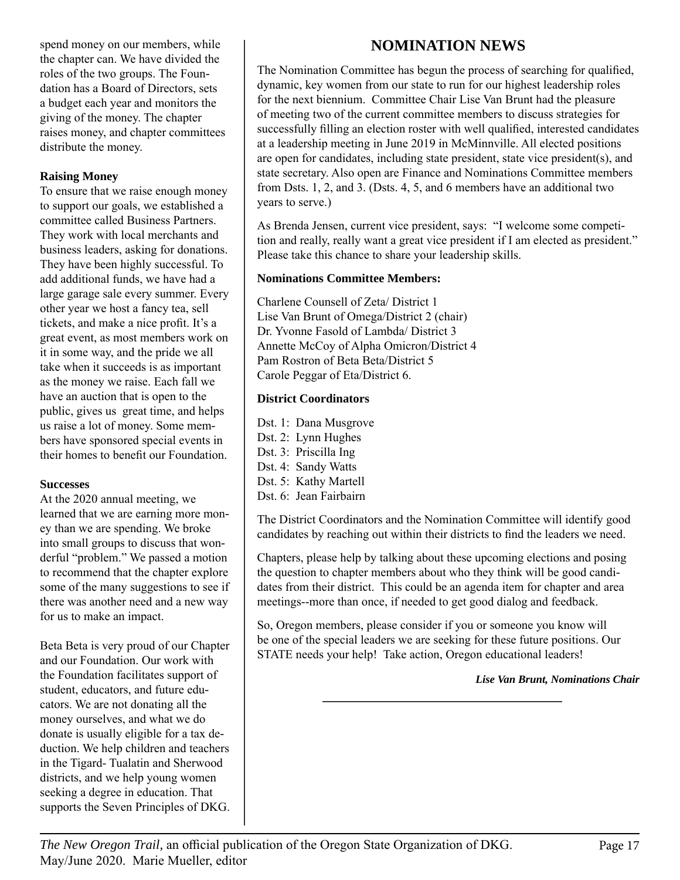spend money on our members, while the chapter can. We have divided the roles of the two groups. The Foundation has a Board of Directors, sets a budget each year and monitors the giving of the money. The chapter raises money, and chapter committees distribute the money.

**Raising Money**

To ensure that we raise enough money to support our goals, we established a committee called Business Partners. They work with local merchants and business leaders, asking for donations. They have been highly successful. To add additional funds, we have had a large garage sale every summer. Every other year we host a fancy tea, sell tickets, and make a nice profit. It's a great event, as most members work on it in some way, and the pride we all take when it succeeds is as important as the money we raise. Each fall we have an auction that is open to the public, gives us great time, and helps us raise a lot of money. Some members have sponsored special events in their homes to benefit our Foundation.

**Successes**

At the 2020 annual meeting, we learned that we are earning more money than we are spending. We broke into small groups to discuss that wonderful "problem." We passed a motion to recommend that the chapter explore some of the many suggestions to see if there was another need and a new way for us to make an impact.

Beta Beta is very proud of our Chapter and our Foundation. Our work with the Foundation facilitates support of student, educators, and future educators. We are not donating all the money ourselves, and what we do donate is usually eligible for a tax deduction. We help children and teachers in the Tigard- Tualatin and Sherwood districts, and we help young women seeking a degree in education. That supports the Seven Principles of DKG.

## NOMINATION NEWS

The Nomination Committee has begun the process of searching for qualified, dynamic, key women from our state to run for our highest leadership roles for the next biennium. Committee Chair Lise Van Brunt had the pleasure of meeting two of the current committee members to discuss strategies for successfully filling an election roster with well qualified, interested candidates at a leadership meeting in June 2019 in McMinnville. All elected positions are open for candidates, including state president, state vice president(s), and state secretary. Also open are Finance and Nominations Committee members from Dsts. 1, 2, and 3. (Dsts. 4, 5, and 6 members have an additional two years to serve.)

As Brenda Jensen, current vice president, says: "I welcome some competition and really, really want a great vice president if I am elected as president." Please take this chance to share your leadership skills.

**Nominations Committee Members:**

Charlene Counsell of Zeta/ District 1
Lise Van Brunt of Omega/District 2 (chair)
Dr. Yvonne Fasold of Lambda/ District 3
Annette McCoy of Alpha Omicron/District 4
Pam Rostron of Beta Beta/District 5
Carole Peggar of Eta/District 6.

**District Coordinators**

Dst. 1: Dana Musgrove
Dst. 2: Lynn Hughes
Dst. 3: Priscilla Ing
Dst. 4: Sandy Watts
Dst. 5: Kathy Martell
Dst. 6: Jean Fairbairn

The District Coordinators and the Nomination Committee will identify good candidates by reaching out within their districts to find the leaders we need.

Chapters, please help by talking about these upcoming elections and posing the question to chapter members about who they think will be good candidates from their district. This could be an agenda item for chapter and area meetings--more than once, if needed to get good dialog and feedback.

So, Oregon members, please consider if you or someone you know will be one of the special leaders we are seeking for these future positions. Our STATE needs your help! Take action, Oregon educational leaders!

***Lise Van Brunt, Nominations Chair***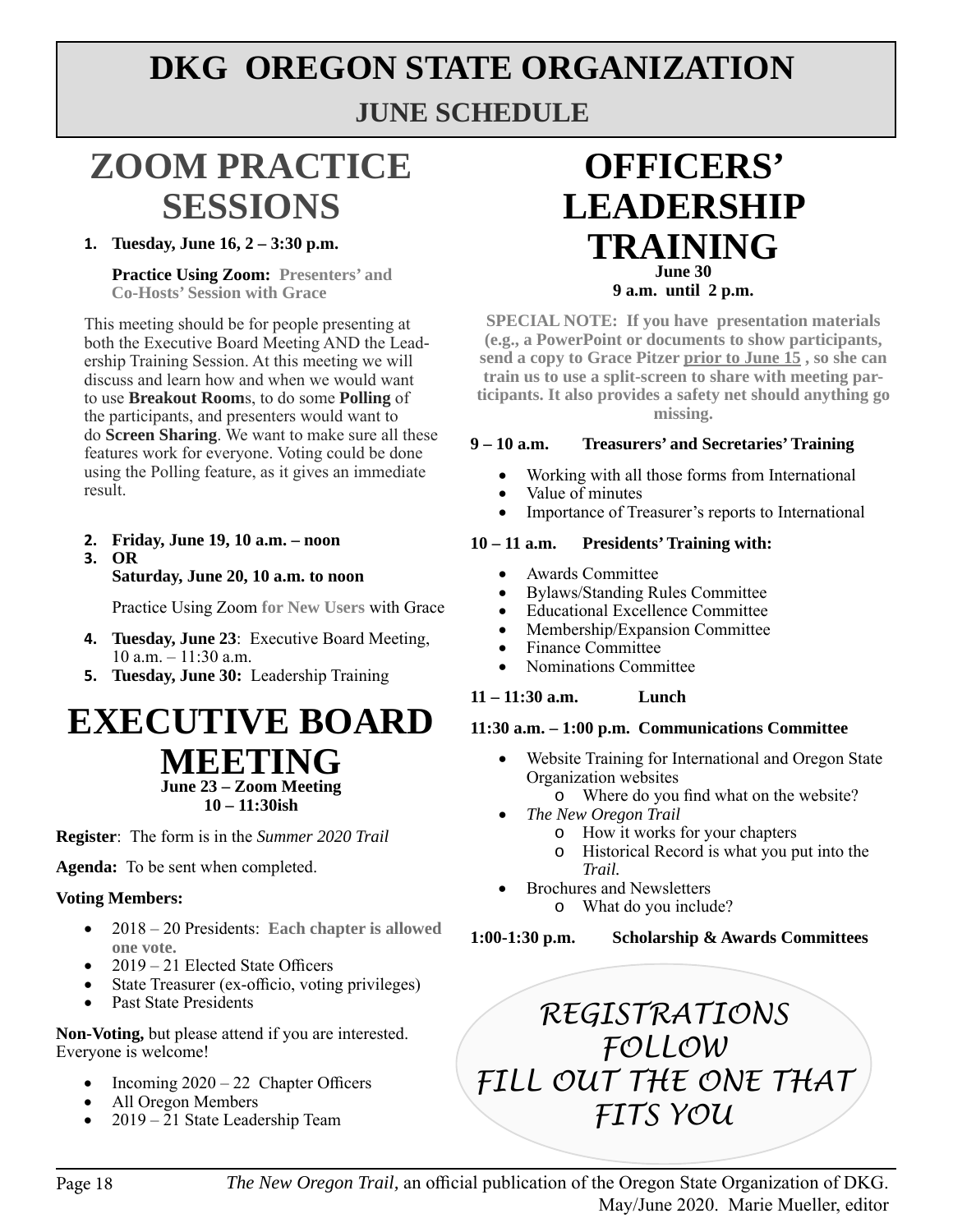# DKG OREGON STATE ORGANIZATION

## JUNE SCHEDULE

# ZOOM PRACTICE SESSIONS

1. **Tuesday, June 16, 2 – 3:30 p.m.**

   **Practice Using Zoom: Presenters' and Co-Hosts' Session with Grace**

This meeting should be for people presenting at both the Executive Board Meeting AND the Leadership Training Session. At this meeting we will discuss and learn how and when we would want to use **Breakout Room**s, to do some **Polling** of the participants, and presenters would want to do **Screen Sharing**. We want to make sure all these features work for everyone. Voting could be done using the Polling feature, as it gives an immediate result.

2. **Friday, June 19, 10 a.m. – noon**
3. **OR**
   **Saturday, June 20, 10 a.m. to noon**

   Practice Using Zoom **for New Users** with Grace

4. **Tuesday, June 23**: Executive Board Meeting, 10 a.m. – 11:30 a.m.
5. **Tuesday, June 30:** Leadership Training

# EXECUTIVE BOARD MEETING

**June 23 – Zoom Meeting**
**10 – 11:30ish**

**Register**: The form is in the *Summer 2020 Trail*

**Agenda:** To be sent when completed.

**Voting Members:**

- 2018 – 20 Presidents: **Each chapter is allowed one vote.**
- 2019 – 21 Elected State Officers
- State Treasurer (ex-officio, voting privileges)
- Past State Presidents

**Non-Voting,** but please attend if you are interested. Everyone is welcome!

- Incoming 2020 – 22 Chapter Officers
- All Oregon Members
- 2019 – 21 State Leadership Team

# OFFICERS' LEADERSHIP TRAINING

**June 30**
**9 a.m. until 2 p.m.**

**SPECIAL NOTE: If you have presentation materials (e.g., a PowerPoint or documents to show participants, send a copy to Grace Pitzer <u>prior to June 15</u> , so she can train us to use a split-screen to share with meeting participants. It also provides a safety net should anything go missing.**

**9 – 10 a.m. Treasurers' and Secretaries' Training**

- Working with all those forms from International
- Value of minutes
- Importance of Treasurer's reports to International

**10 – 11 a.m. Presidents' Training with:**

- Awards Committee
- Bylaws/Standing Rules Committee
- Educational Excellence Committee
- Membership/Expansion Committee
- Finance Committee
- Nominations Committee

**11 – 11:30 a.m. Lunch**

**11:30 a.m. – 1:00 p.m. Communications Committee**

- Website Training for International and Oregon State Organization websites
  - Where do you find what on the website?
- *The New Oregon Trail*
  - How it works for your chapters
  - Historical Record is what you put into the *Trail.*
- Brochures and Newsletters
  - What do you include?

**1:00-1:30 p.m. Scholarship & Awards Committees**

*REGISTRATIONS FOLLOW*
*FILL OUT THE ONE THAT FITS YOU*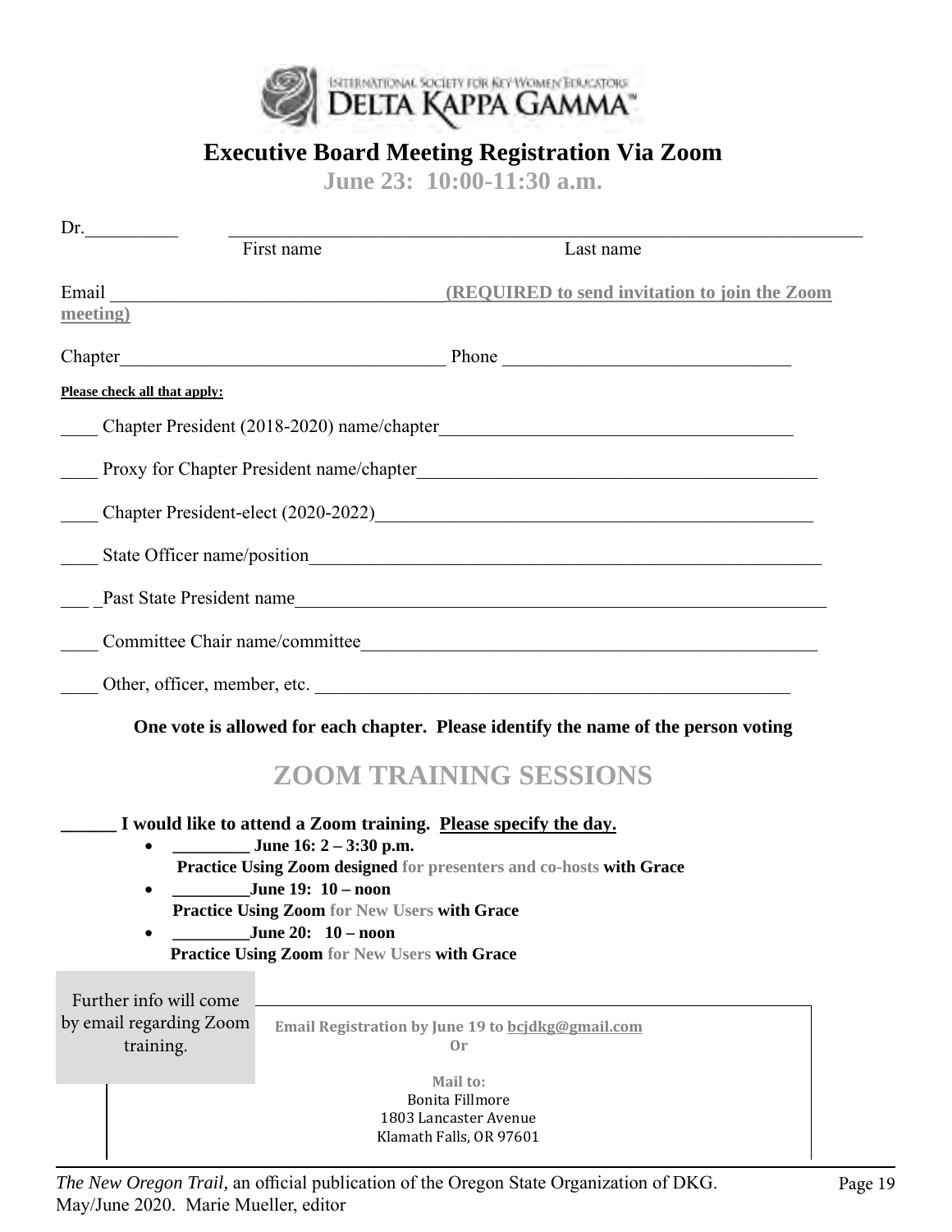INTERNATIONAL SOCIETY FOR KEY WOMEN EDUCATORS
DELTA KAPPA GAMMA™

# Executive Board Meeting Registration Via Zoom

## June 23: 10:00-11:30 a.m.

Dr.__________ ____________________________________________
First name Last name

Email ____________________________________ **(REQUIRED to send invitation to join the Zoom meeting)**

Chapter___________________________________ Phone _______________________________

**Please check all that apply:**

____ Chapter President (2018-2020) name/chapter_______________________________________

____ Proxy for Chapter President name/chapter____________________________________________

____ Chapter President-elect (2020-2022)_______________________________________________

____ State Officer name/position________________________________________________________

___ _Past State President name__________________________________________________________

____ Committee Chair name/committee___________________________________________________

____ Other, officer, member, etc. ____________________________________________________

**One vote is allowed for each chapter. Please identify the name of the person voting**

## ZOOM TRAINING SESSIONS

**______ I would like to attend a Zoom training. Please specify the day.**

- **_________ June 16: 2 – 3:30 p.m.**
  **Practice Using Zoom designed for presenters and co-hosts with Grace**
- **_________June 19: 10 – noon**
  **Practice Using Zoom for New Users with Grace**
- **_________June 20: 10 – noon**
  **Practice Using Zoom for New Users with Grace**

Further info will come by email regarding Zoom training.

**Email Registration by June 19 to bcjdkg@gmail.com**
**Or**

**Mail to:**
Bonita Fillmore
1803 Lancaster Avenue
Klamath Falls, OR 97601

*The New Oregon Trail,* an official publication of the Oregon State Organization of DKG. May/June 2020. Marie Mueller, editor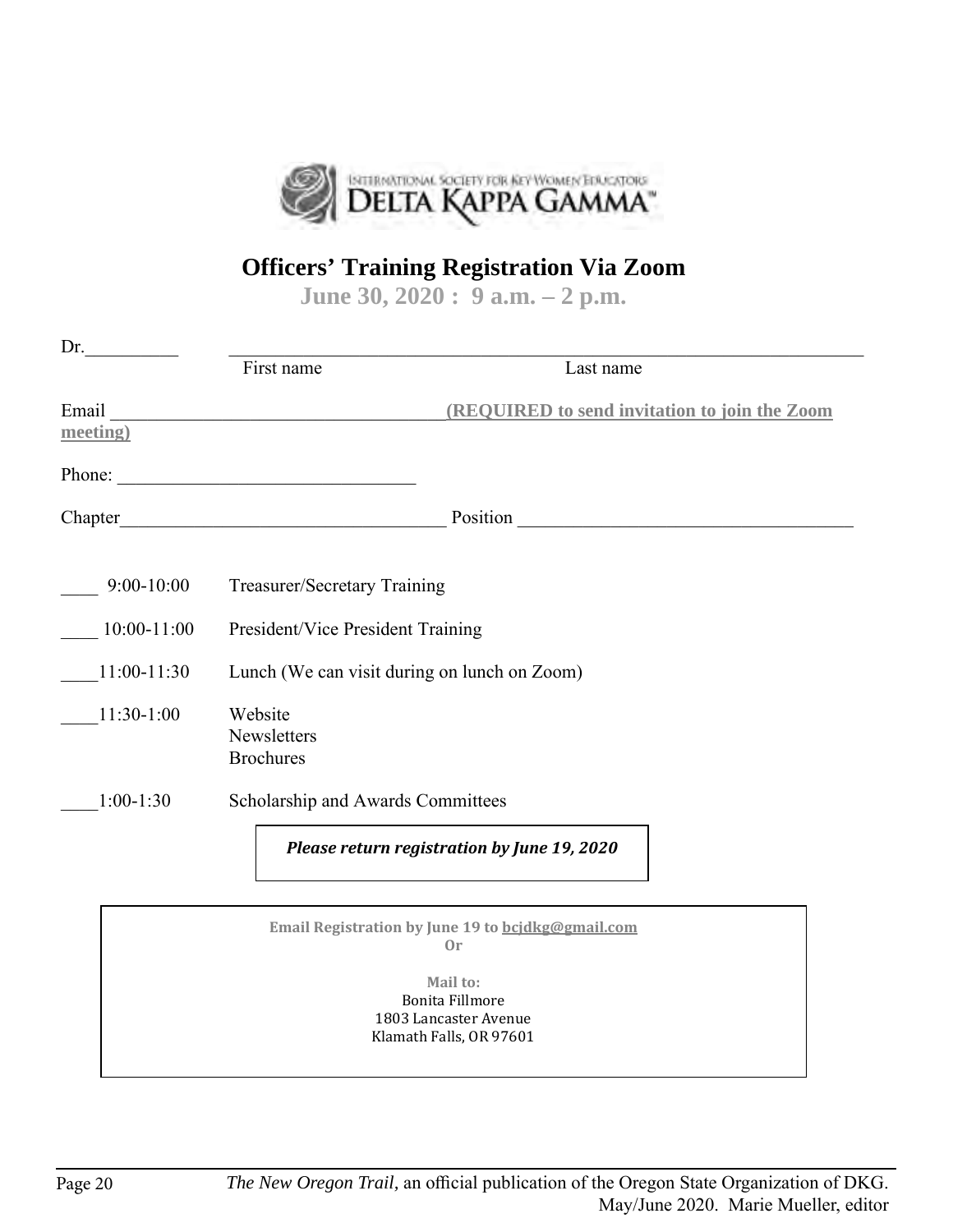INTERNATIONAL SOCIETY FOR KEY WOMEN EDUCATORS
DELTA KAPPA GAMMA

# Officers' Training Registration Via Zoom

**June 30, 2020 : 9 a.m. – 2 p.m.**

Dr.__________ ______________________________________________________________________
First name Last name

Email ____________________________________ **(REQUIRED to send invitation to join the Zoom meeting)**

Phone: ________________________________

Chapter___________________________________ Position ___________________________________

____ 9:00-10:00 Treasurer/Secretary Training

____ 10:00-11:00 President/Vice President Training

____11:00-11:30 Lunch (We can visit during on lunch on Zoom)

____11:30-1:00 Website
Newsletters
Brochures

____1:00-1:30 Scholarship and Awards Committees

***Please return registration by June 19, 2020***

**Email Registration by June 19 to bcjdkg@gmail.com**
**Or**

**Mail to:**
Bonita Fillmore
1803 Lancaster Avenue
Klamath Falls, OR 97601

*The New Oregon Trail*, an official publication of the Oregon State Organization of DKG. May/June 2020. Marie Mueller, editor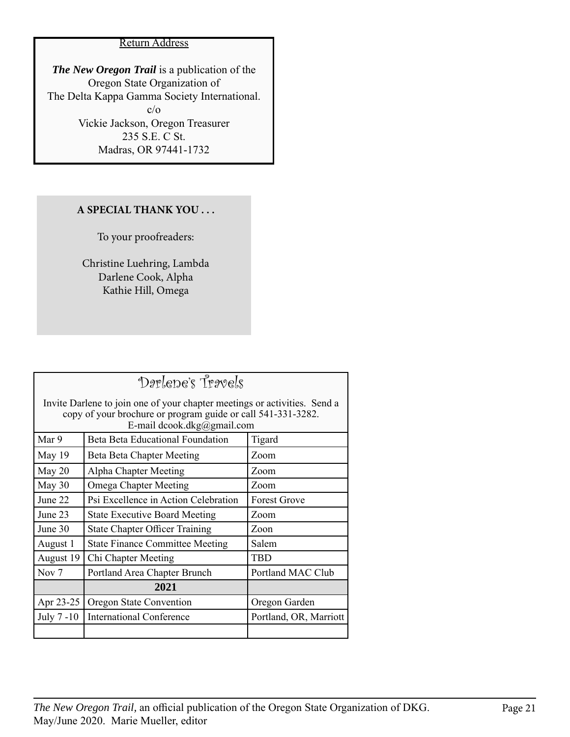Return Address

***The New Oregon Trail*** is a publication of the
Oregon State Organization of
The Delta Kappa Gamma Society International.
c/o
Vickie Jackson, Oregon Treasurer
235 S.E. C St.
Madras, OR 97441-1732

**A SPECIAL THANK YOU . . .**

To your proofreaders:

Christine Luehring, Lambda
Darlene Cook, Alpha
Kathie Hill, Omega

## Darlene's Travels

Invite Darlene to join one of your chapter meetings or activities. Send a copy of your brochure or program guide or call 541-331-3282.
E-mail dcook.dkg@gmail.com

| | | |
|---|---|---|
| Mar 9 | Beta Beta Educational Foundation | Tigard |
| May 19 | Beta Beta Chapter Meeting | Zoom |
| May 20 | Alpha Chapter Meeting | Zoom |
| May 30 | Omega Chapter Meeting | Zoom |
| June 22 | Psi Excellence in Action Celebration | Forest Grove |
| June 23 | State Executive Board Meeting | Zoom |
| June 30 | State Chapter Officer Training | Zoon |
| August 1 | State Finance Committee Meeting | Salem |
| August 19 | Chi Chapter Meeting | TBD |
| Nov 7 | Portland Area Chapter Brunch | Portland MAC Club |
| | **2021** | |
| Apr 23-25 | Oregon State Convention | Oregon Garden |
| July 7 -10 | International Conference | Portland, OR, Marriott |
| | | |

*The New Oregon Trail,* an official publication of the Oregon State Organization of DKG.
May/June 2020. Marie Mueller, editor